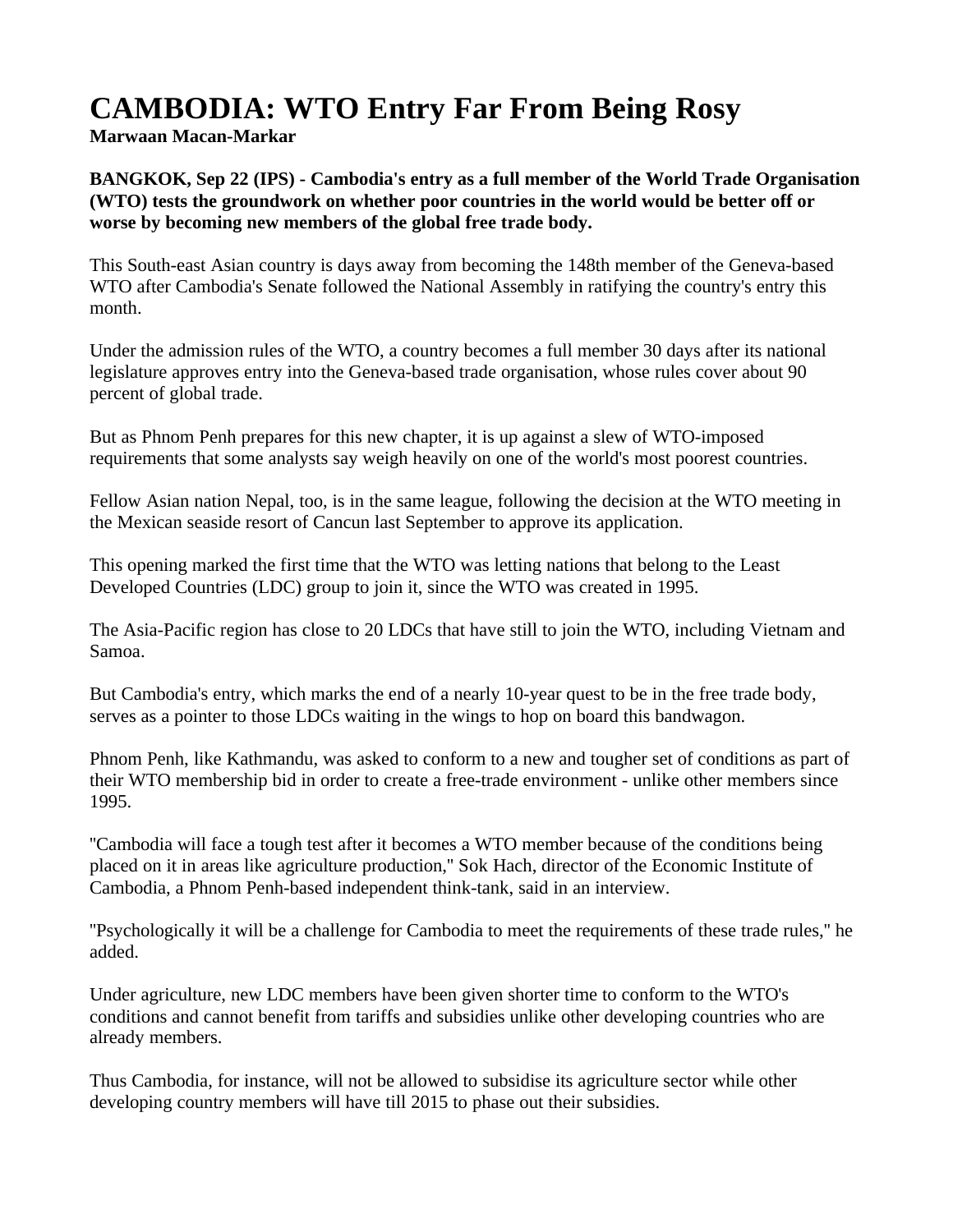# CAMBODIA: WTO Entry Far From Being Rosy

**Marwaan Macan-Markar**

**BANGKOK, Sep 22 (IPS) - Cambodia's entry as a full member of the World Trade Organisation (WTO) tests the groundwork on whether poor countries in the world would be better off or worse by becoming new members of the global free trade body.**

This South-east Asian country is days away from becoming the 148th member of the Geneva-based WTO after Cambodia's Senate followed the National Assembly in ratifying the country's entry this month.

Under the admission rules of the WTO, a country becomes a full member 30 days after its national legislature approves entry into the Geneva-based trade organisation, whose rules cover about 90 percent of global trade.

But as Phnom Penh prepares for this new chapter, it is up against a slew of WTO-imposed requirements that some analysts say weigh heavily on one of the world's most poorest countries.

Fellow Asian nation Nepal, too, is in the same league, following the decision at the WTO meeting in the Mexican seaside resort of Cancun last September to approve its application.

This opening marked the first time that the WTO was letting nations that belong to the Least Developed Countries (LDC) group to join it, since the WTO was created in 1995.

The Asia-Pacific region has close to 20 LDCs that have still to join the WTO, including Vietnam and Samoa.

But Cambodia's entry, which marks the end of a nearly 10-year quest to be in the free trade body, serves as a pointer to those LDCs waiting in the wings to hop on board this bandwagon.

Phnom Penh, like Kathmandu, was asked to conform to a new and tougher set of conditions as part of their WTO membership bid in order to create a free-trade environment - unlike other members since 1995.

''Cambodia will face a tough test after it becomes a WTO member because of the conditions being placed on it in areas like agriculture production,'' Sok Hach, director of the Economic Institute of Cambodia, a Phnom Penh-based independent think-tank, said in an interview.

''Psychologically it will be a challenge for Cambodia to meet the requirements of these trade rules,'' he added.

Under agriculture, new LDC members have been given shorter time to conform to the WTO's conditions and cannot benefit from tariffs and subsidies unlike other developing countries who are already members.

Thus Cambodia, for instance, will not be allowed to subsidise its agriculture sector while other developing country members will have till 2015 to phase out their subsidies.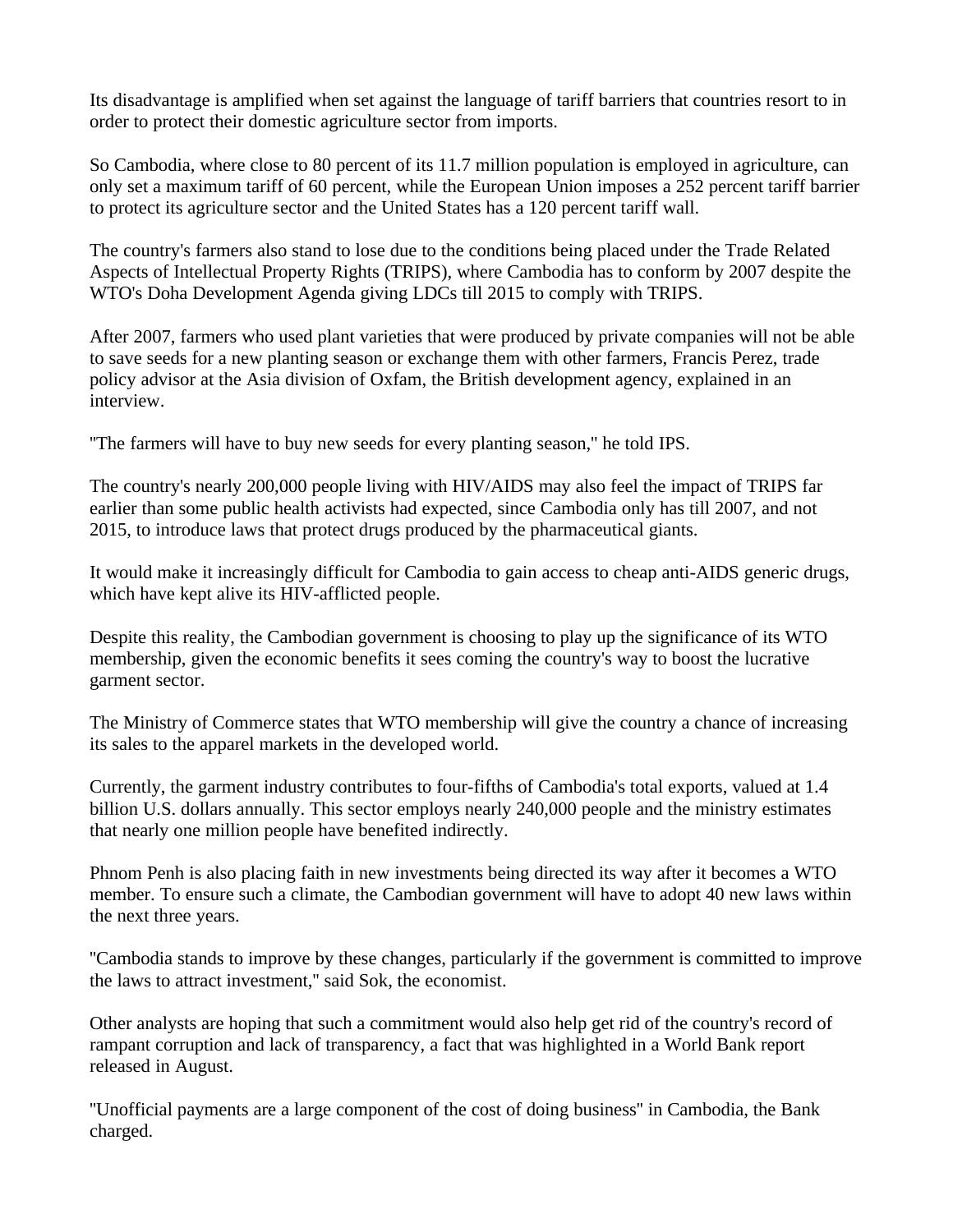Its disadvantage is amplified when set against the language of tariff barriers that countries resort to in order to protect their domestic agriculture sector from imports.

So Cambodia, where close to 80 percent of its 11.7 million population is employed in agriculture, can only set a maximum tariff of 60 percent, while the European Union imposes a 252 percent tariff barrier to protect its agriculture sector and the United States has a 120 percent tariff wall.

The country's farmers also stand to lose due to the conditions being placed under the Trade Related Aspects of Intellectual Property Rights (TRIPS), where Cambodia has to conform by 2007 despite the WTO's Doha Development Agenda giving LDCs till 2015 to comply with TRIPS.

After 2007, farmers who used plant varieties that were produced by private companies will not be able to save seeds for a new planting season or exchange them with other farmers, Francis Perez, trade policy advisor at the Asia division of Oxfam, the British development agency, explained in an interview.

''The farmers will have to buy new seeds for every planting season,'' he told IPS.

The country's nearly 200,000 people living with HIV/AIDS may also feel the impact of TRIPS far earlier than some public health activists had expected, since Cambodia only has till 2007, and not 2015, to introduce laws that protect drugs produced by the pharmaceutical giants.

It would make it increasingly difficult for Cambodia to gain access to cheap anti-AIDS generic drugs, which have kept alive its HIV-afflicted people.

Despite this reality, the Cambodian government is choosing to play up the significance of its WTO membership, given the economic benefits it sees coming the country's way to boost the lucrative garment sector.

The Ministry of Commerce states that WTO membership will give the country a chance of increasing its sales to the apparel markets in the developed world.

Currently, the garment industry contributes to four-fifths of Cambodia's total exports, valued at 1.4 billion U.S. dollars annually. This sector employs nearly 240,000 people and the ministry estimates that nearly one million people have benefited indirectly.

Phnom Penh is also placing faith in new investments being directed its way after it becomes a WTO member. To ensure such a climate, the Cambodian government will have to adopt 40 new laws within the next three years.

''Cambodia stands to improve by these changes, particularly if the government is committed to improve the laws to attract investment,'' said Sok, the economist.

Other analysts are hoping that such a commitment would also help get rid of the country's record of rampant corruption and lack of transparency, a fact that was highlighted in a World Bank report released in August.

''Unofficial payments are a large component of the cost of doing business'' in Cambodia, the Bank charged.